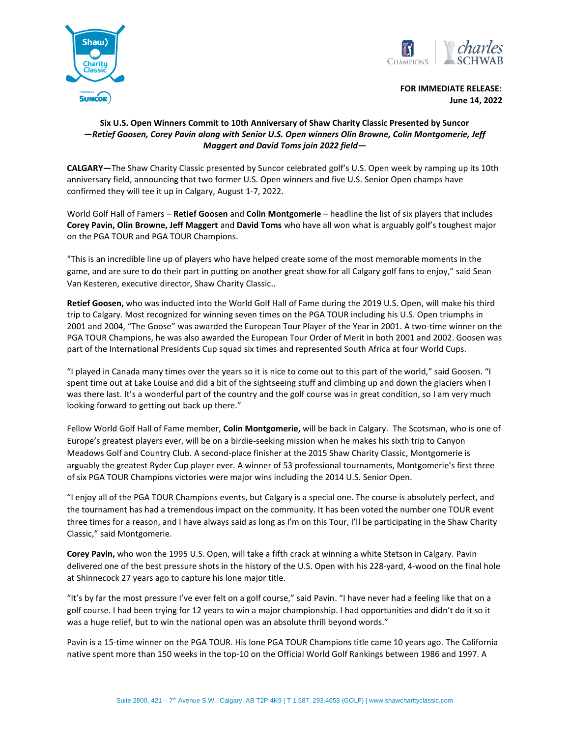**FOR IMMEDIATE RELEASE:**
**June 14, 2022**

**Six U.S. Open Winners Commit to 10th Anniversary of Shaw Charity Classic Presented by Suncor**
***—Retief Goosen, Corey Pavin along with Senior U.S. Open winners Olin Browne, Colin Montgomerie, Jeff Maggert and David Toms join 2022 field—***

**CALGARY—**The Shaw Charity Classic presented by Suncor celebrated golf's U.S. Open week by ramping up its 10th anniversary field, announcing that two former U.S. Open winners and five U.S. Senior Open champs have confirmed they will tee it up in Calgary, August 1-7, 2022.

World Golf Hall of Famers – **Retief Goosen** and **Colin Montgomerie** – headline the list of six players that includes **Corey Pavin, Olin Browne, Jeff Maggert** and **David Toms** who have all won what is arguably golf's toughest major on the PGA TOUR and PGA TOUR Champions.

"This is an incredible line up of players who have helped create some of the most memorable moments in the game, and are sure to do their part in putting on another great show for all Calgary golf fans to enjoy," said Sean Van Kesteren, executive director, Shaw Charity Classic..

**Retief Goosen,** who was inducted into the World Golf Hall of Fame during the 2019 U.S. Open, will make his third trip to Calgary. Most recognized for winning seven times on the PGA TOUR including his U.S. Open triumphs in 2001 and 2004, "The Goose" was awarded the European Tour Player of the Year in 2001. A two-time winner on the PGA TOUR Champions, he was also awarded the European Tour Order of Merit in both 2001 and 2002. Goosen was part of the International Presidents Cup squad six times and represented South Africa at four World Cups.

"I played in Canada many times over the years so it is nice to come out to this part of the world," said Goosen. "I spent time out at Lake Louise and did a bit of the sightseeing stuff and climbing up and down the glaciers when I was there last. It's a wonderful part of the country and the golf course was in great condition, so I am very much looking forward to getting out back up there."

Fellow World Golf Hall of Fame member, **Colin Montgomerie,** will be back in Calgary. The Scotsman, who is one of Europe's greatest players ever, will be on a birdie-seeking mission when he makes his sixth trip to Canyon Meadows Golf and Country Club. A second-place finisher at the 2015 Shaw Charity Classic, Montgomerie is arguably the greatest Ryder Cup player ever. A winner of 53 professional tournaments, Montgomerie's first three of six PGA TOUR Champions victories were major wins including the 2014 U.S. Senior Open.

"I enjoy all of the PGA TOUR Champions events, but Calgary is a special one. The course is absolutely perfect, and the tournament has had a tremendous impact on the community. It has been voted the number one TOUR event three times for a reason, and I have always said as long as I'm on this Tour, I'll be participating in the Shaw Charity Classic," said Montgomerie.

**Corey Pavin,** who won the 1995 U.S. Open, will take a fifth crack at winning a white Stetson in Calgary. Pavin delivered one of the best pressure shots in the history of the U.S. Open with his 228-yard, 4-wood on the final hole at Shinnecock 27 years ago to capture his lone major title.

"It's by far the most pressure I've ever felt on a golf course," said Pavin. "I have never had a feeling like that on a golf course. I had been trying for 12 years to win a major championship. I had opportunities and didn't do it so it was a huge relief, but to win the national open was an absolute thrill beyond words."

Pavin is a 15-time winner on the PGA TOUR. His lone PGA TOUR Champions title came 10 years ago. The California native spent more than 150 weeks in the top-10 on the Official World Golf Rankings between 1986 and 1997. A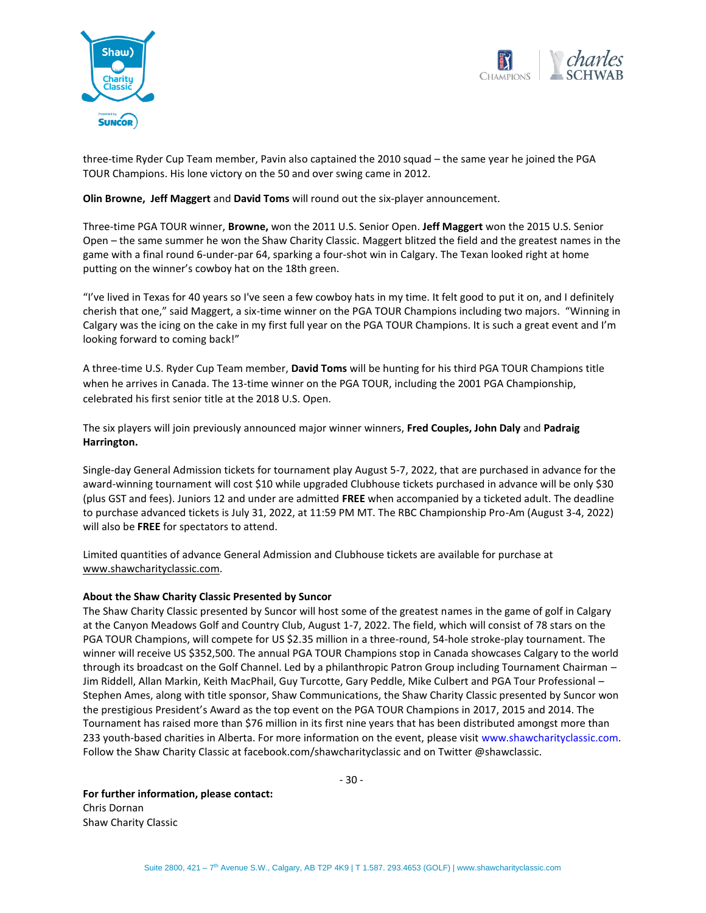three-time Ryder Cup Team member, Pavin also captained the 2010 squad – the same year he joined the PGA TOUR Champions. His lone victory on the 50 and over swing came in 2012.

**Olin Browne, Jeff Maggert** and **David Toms** will round out the six-player announcement.

Three-time PGA TOUR winner, **Browne,** won the 2011 U.S. Senior Open. **Jeff Maggert** won the 2015 U.S. Senior Open – the same summer he won the Shaw Charity Classic. Maggert blitzed the field and the greatest names in the game with a final round 6-under-par 64, sparking a four-shot win in Calgary. The Texan looked right at home putting on the winner's cowboy hat on the 18th green.

"I've lived in Texas for 40 years so I've seen a few cowboy hats in my time. It felt good to put it on, and I definitely cherish that one," said Maggert, a six-time winner on the PGA TOUR Champions including two majors. "Winning in Calgary was the icing on the cake in my first full year on the PGA TOUR Champions. It is such a great event and I'm looking forward to coming back!"

A three-time U.S. Ryder Cup Team member, **David Toms** will be hunting for his third PGA TOUR Champions title when he arrives in Canada. The 13-time winner on the PGA TOUR, including the 2001 PGA Championship, celebrated his first senior title at the 2018 U.S. Open.

The six players will join previously announced major winner winners, **Fred Couples, John Daly** and **Padraig Harrington.**

Single-day General Admission tickets for tournament play August 5-7, 2022, that are purchased in advance for the award-winning tournament will cost $10 while upgraded Clubhouse tickets purchased in advance will be only $30 (plus GST and fees). Juniors 12 and under are admitted **FREE** when accompanied by a ticketed adult. The deadline to purchase advanced tickets is July 31, 2022, at 11:59 PM MT. The RBC Championship Pro-Am (August 3-4, 2022) will also be **FREE** for spectators to attend.

Limited quantities of advance General Admission and Clubhouse tickets are available for purchase at www.shawcharityclassic.com.

**About the Shaw Charity Classic Presented by Suncor**

The Shaw Charity Classic presented by Suncor will host some of the greatest names in the game of golf in Calgary at the Canyon Meadows Golf and Country Club, August 1-7, 2022. The field, which will consist of 78 stars on the PGA TOUR Champions, will compete for US $2.35 million in a three-round, 54-hole stroke-play tournament. The winner will receive US $352,500. The annual PGA TOUR Champions stop in Canada showcases Calgary to the world through its broadcast on the Golf Channel. Led by a philanthropic Patron Group including Tournament Chairman – Jim Riddell, Allan Markin, Keith MacPhail, Guy Turcotte, Gary Peddle, Mike Culbert and PGA Tour Professional – Stephen Ames, along with title sponsor, Shaw Communications, the Shaw Charity Classic presented by Suncor won the prestigious President's Award as the top event on the PGA TOUR Champions in 2017, 2015 and 2014. The Tournament has raised more than $76 million in its first nine years that has been distributed amongst more than 233 youth-based charities in Alberta. For more information on the event, please visit www.shawcharityclassic.com. Follow the Shaw Charity Classic at facebook.com/shawcharityclassic and on Twitter @shawclassic.

\- 30 -

**For further information, please contact:**
Chris Dornan
Shaw Charity Classic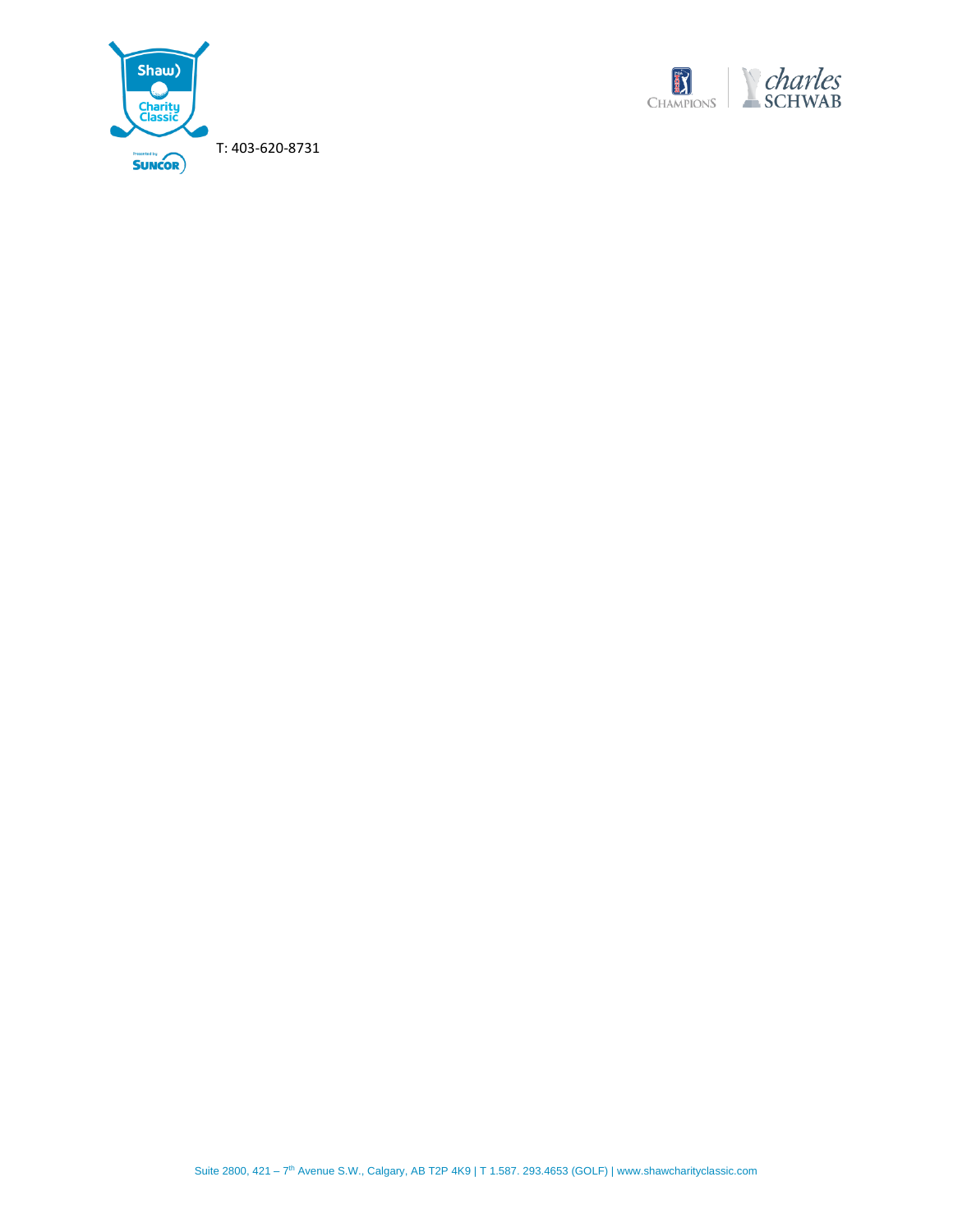T: 403-620-8731

Suite 2800, 421 – 7th Avenue S.W., Calgary, AB T2P 4K9 | T 1.587. 293.4653 (GOLF) | www.shawcharityclassic.com